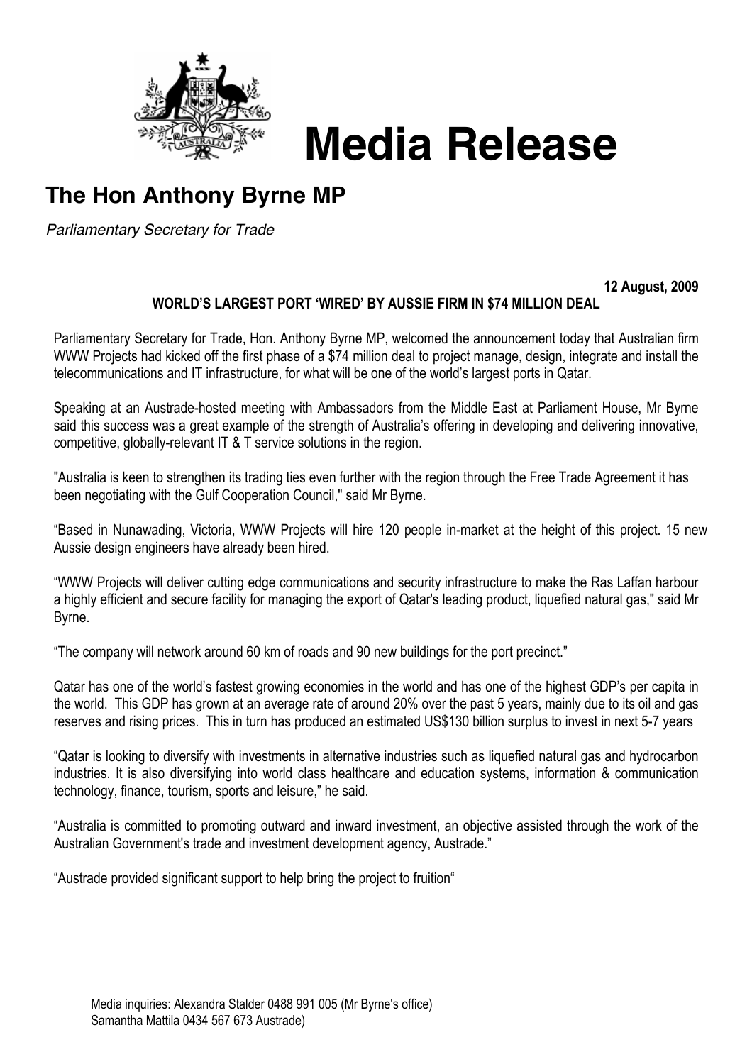# Media Release

## The Hon Anthony Byrne MP

*Parliamentary Secretary for Trade*

**12 August, 2009**

**WORLD'S LARGEST PORT 'WIRED' BY AUSSIE FIRM IN $74 MILLION DEAL**

Parliamentary Secretary for Trade, Hon. Anthony Byrne MP, welcomed the announcement today that Australian firm WWW Projects had kicked off the first phase of a $74 million deal to project manage, design, integrate and install the telecommunications and IT infrastructure, for what will be one of the world's largest ports in Qatar.

Speaking at an Austrade-hosted meeting with Ambassadors from the Middle East at Parliament House, Mr Byrne said this success was a great example of the strength of Australia's offering in developing and delivering innovative, competitive, globally-relevant IT & T service solutions in the region.

"Australia is keen to strengthen its trading ties even further with the region through the Free Trade Agreement it has been negotiating with the Gulf Cooperation Council," said Mr Byrne.

"Based in Nunawading, Victoria, WWW Projects will hire 120 people in-market at the height of this project. 15 new Aussie design engineers have already been hired.

"WWW Projects will deliver cutting edge communications and security infrastructure to make the Ras Laffan harbour a highly efficient and secure facility for managing the export of Qatar's leading product, liquefied natural gas," said Mr Byrne.

"The company will network around 60 km of roads and 90 new buildings for the port precinct."

Qatar has one of the world's fastest growing economies in the world and has one of the highest GDP's per capita in the world. This GDP has grown at an average rate of around 20% over the past 5 years, mainly due to its oil and gas reserves and rising prices. This in turn has produced an estimated US$130 billion surplus to invest in next 5-7 years

"Qatar is looking to diversify with investments in alternative industries such as liquefied natural gas and hydrocarbon industries. It is also diversifying into world class healthcare and education systems, information & communication technology, finance, tourism, sports and leisure," he said.

"Australia is committed to promoting outward and inward investment, an objective assisted through the work of the Australian Government's trade and investment development agency, Austrade."

"Austrade provided significant support to help bring the project to fruition"

Media inquiries: Alexandra Stalder 0488 991 005 (Mr Byrne's office)
Samantha Mattila 0434 567 673 Austrade)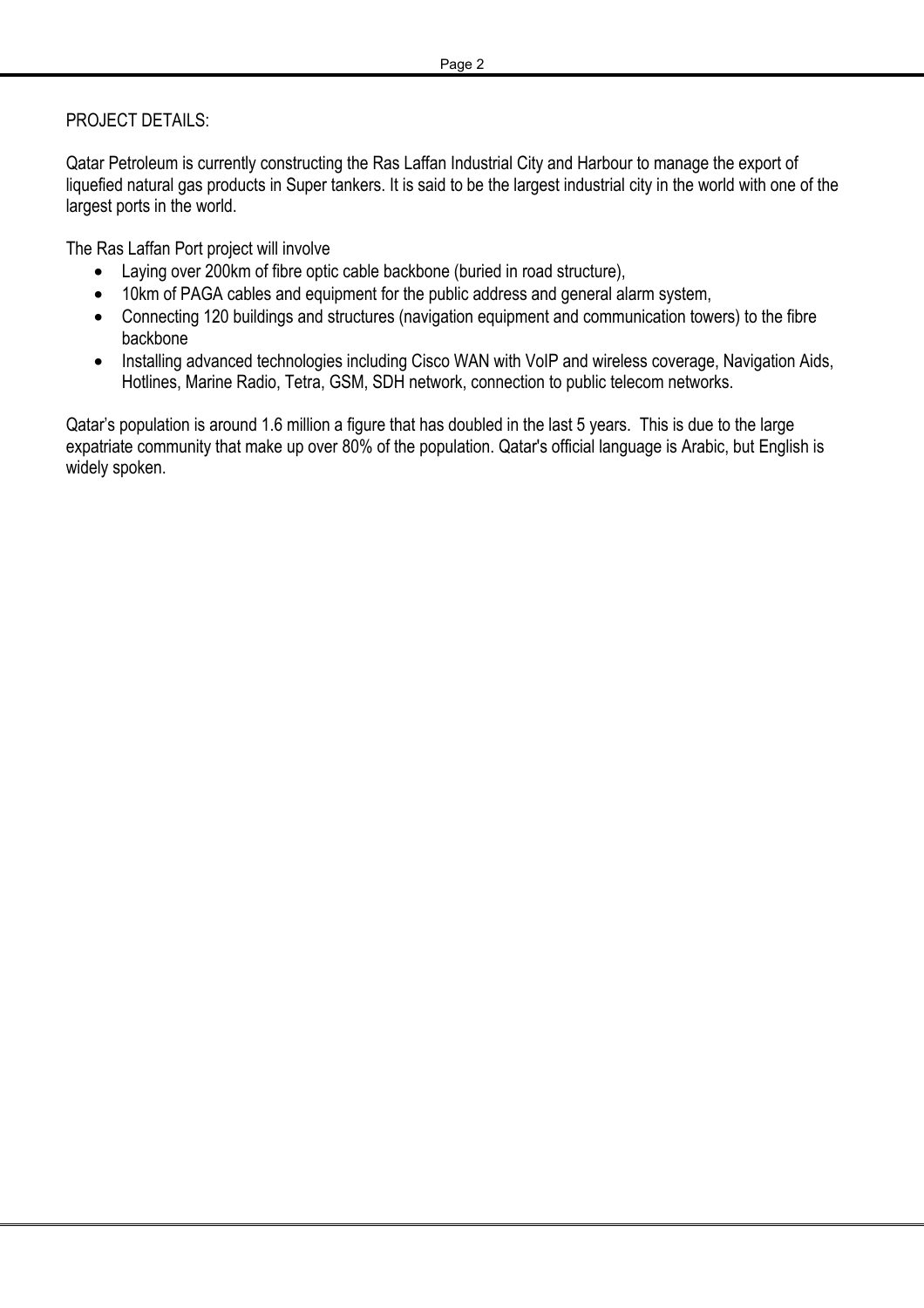PROJECT DETAILS:

Qatar Petroleum is currently constructing the Ras Laffan Industrial City and Harbour to manage the export of liquefied natural gas products in Super tankers. It is said to be the largest industrial city in the world with one of the largest ports in the world.

The Ras Laffan Port project will involve

- Laying over 200km of fibre optic cable backbone (buried in road structure),
- 10km of PAGA cables and equipment for the public address and general alarm system,
- Connecting 120 buildings and structures (navigation equipment and communication towers) to the fibre backbone
- Installing advanced technologies including Cisco WAN with VoIP and wireless coverage, Navigation Aids, Hotlines, Marine Radio, Tetra, GSM, SDH network, connection to public telecom networks.

Qatar's population is around 1.6 million a figure that has doubled in the last 5 years. This is due to the large expatriate community that make up over 80% of the population. Qatar's official language is Arabic, but English is widely spoken.